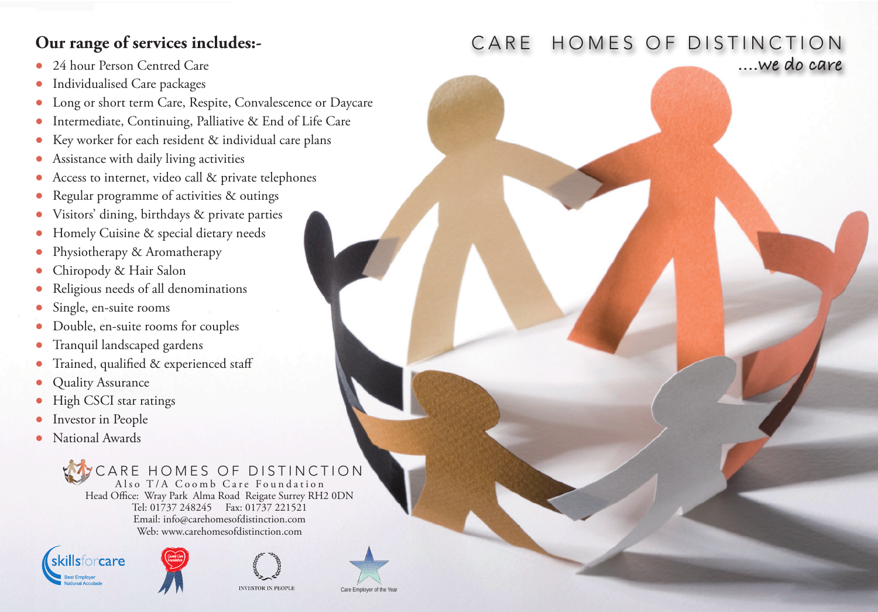# CARE HOMES OF DISTINCTION

*....we do care*

## Our range of services includes:-

- 24 hour Person Centred Care
- Individualised Care packages
- Long or short term Care, Respite, Convalescence or Daycare
- Intermediate, Continuing, Palliative & End of Life Care
- Key worker for each resident & individual care plans
- Assistance with daily living activities
- Access to internet, video call & private telephones
- Regular programme of activities & outings
- Visitors' dining, birthdays & private parties
- Homely Cuisine & special dietary needs
- Physiotherapy & Aromatherapy
- Chiropody & Hair Salon
- Religious needs of all denominations
- Single, en-suite rooms
- Double, en-suite rooms for couples
- Tranquil landscaped gardens
- Trained, qualified & experienced staff
- Quality Assurance
- High CSCI star ratings
- Investor in People
- National Awards

CARE HOMES OF DISTINCTION
Also T/A Coomb Care Foundation
Head Office: Wray Park Alma Road Reigate Surrey RH2 0DN
Tel: 01737 248245 Fax: 01737 221521
Email: info@carehomesofdistinction.com
Web: www.carehomesofdistinction.com

skillsforcare Best Employer National Accolade

INVESTOR IN PEOPLE

Care Employer of the Year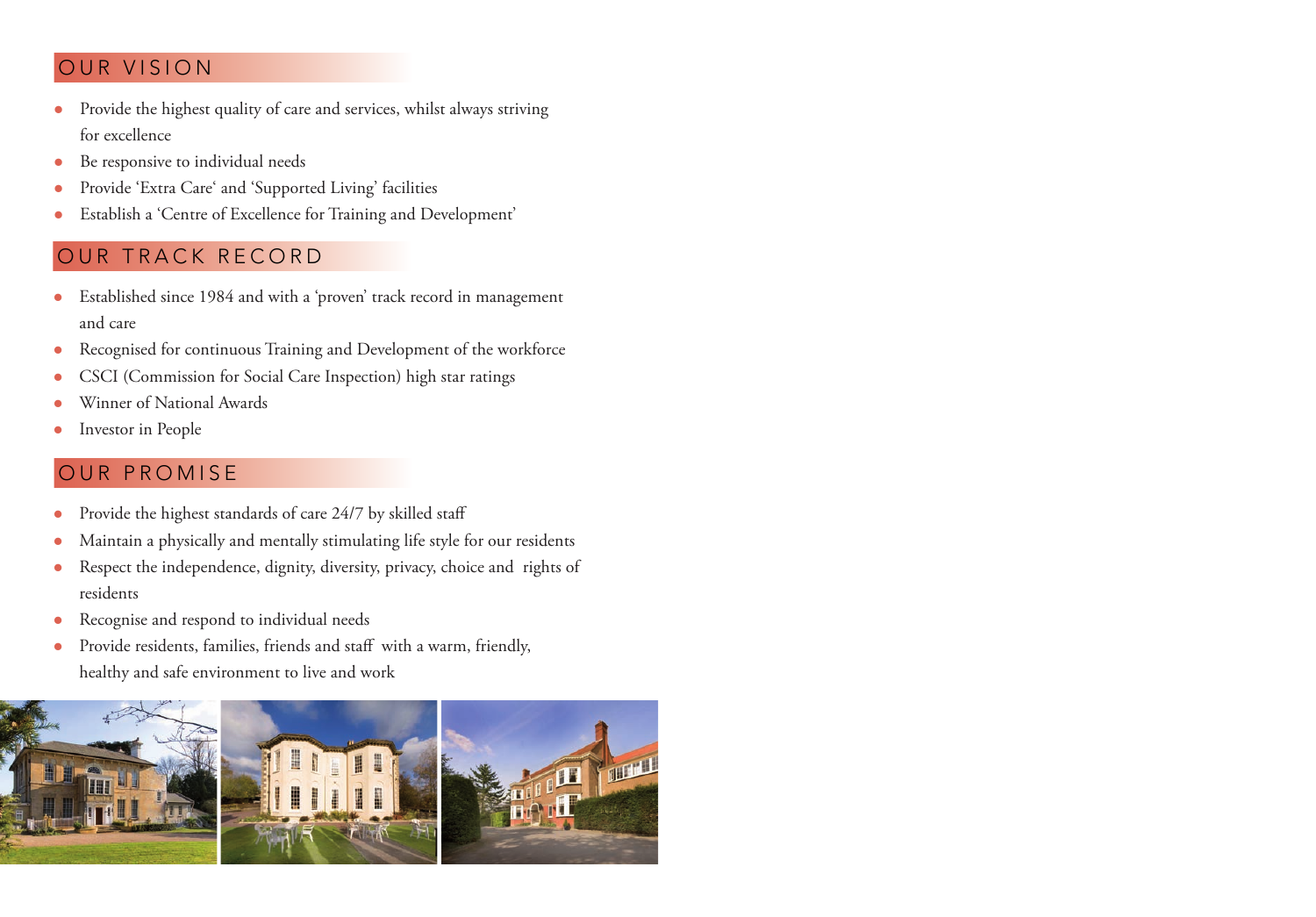## OUR VISION

- Provide the highest quality of care and services, whilst always striving for excellence
- Be responsive to individual needs
- Provide 'Extra Care' and 'Supported Living' facilities
- Establish a 'Centre of Excellence for Training and Development'

## OUR TRACK RECORD

- Established since 1984 and with a 'proven' track record in management and care
- Recognised for continuous Training and Development of the workforce
- CSCI (Commission for Social Care Inspection) high star ratings
- Winner of National Awards
- Investor in People

## OUR PROMISE

- Provide the highest standards of care 24/7 by skilled staff
- Maintain a physically and mentally stimulating life style for our residents
- Respect the independence, dignity, diversity, privacy, choice and rights of residents
- Recognise and respond to individual needs
- Provide residents, families, friends and staff with a warm, friendly, healthy and safe environment to live and work